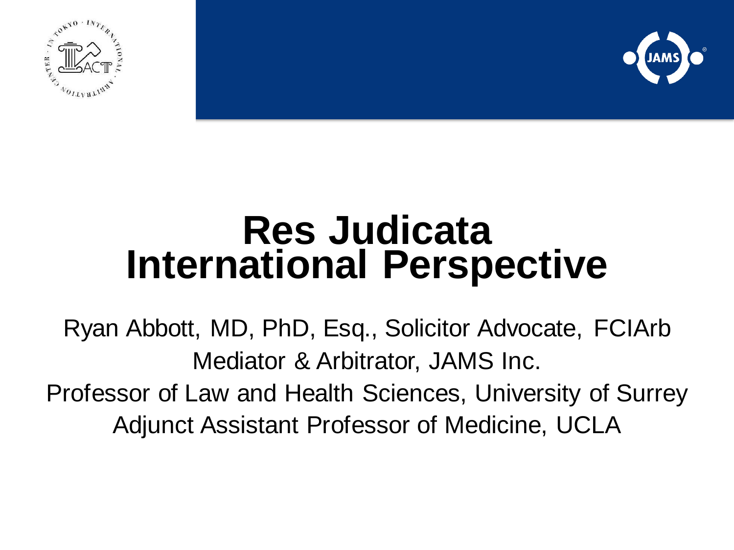# Res Judicata International Perspective

Ryan Abbott, MD, PhD, Esq., Solicitor Advocate, FCIArb

Mediator & Arbitrator, JAMS Inc.

Professor of Law and Health Sciences, University of Surrey

Adjunct Assistant Professor of Medicine, UCLA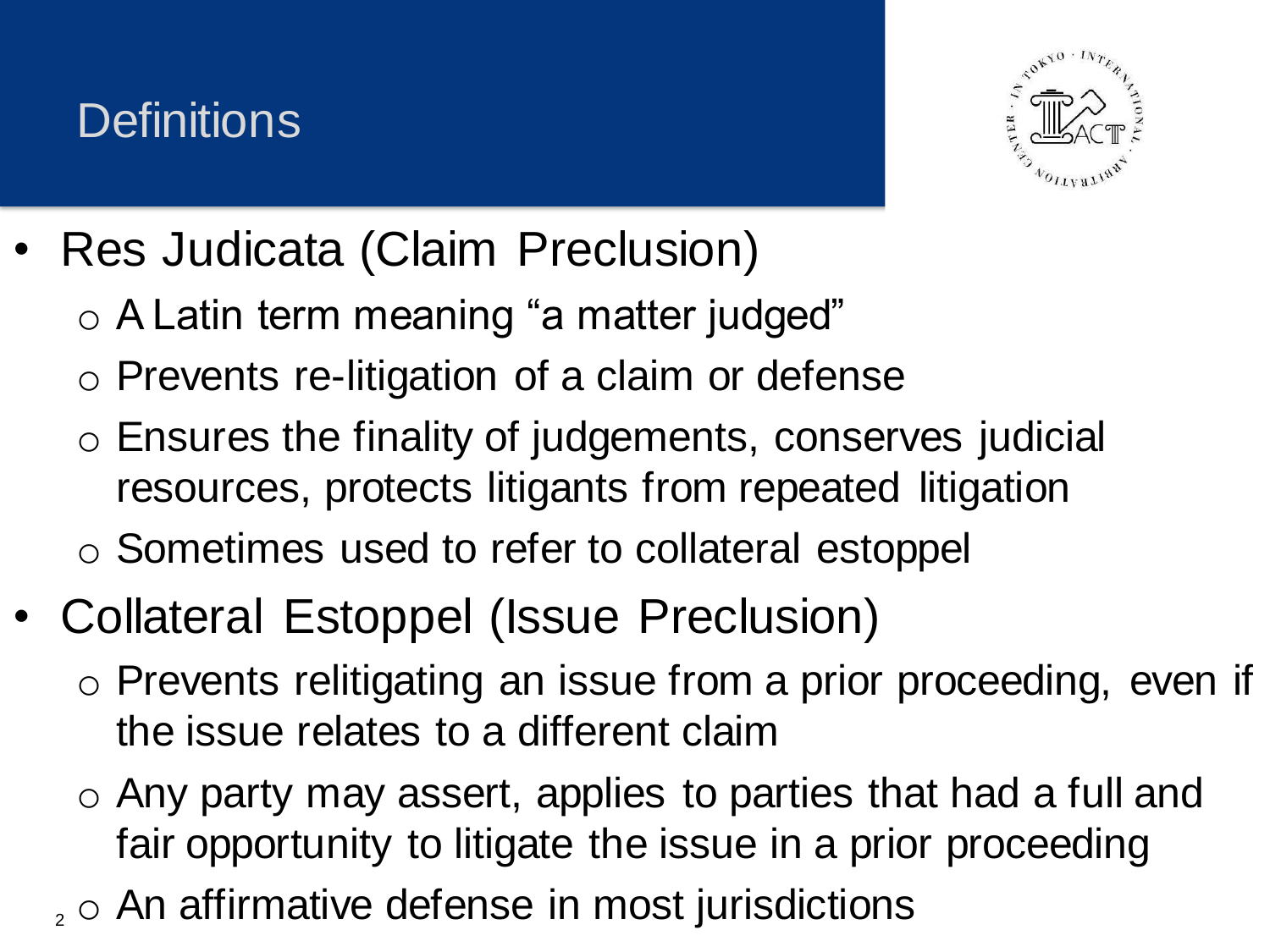# Definitions

- Res Judicata (Claim Preclusion)
  - A Latin term meaning "a matter judged"
  - Prevents re-litigation of a claim or defense
  - Ensures the finality of judgements, conserves judicial resources, protects litigants from repeated litigation
  - Sometimes used to refer to collateral estoppel
- Collateral Estoppel (Issue Preclusion)
  - Prevents relitigating an issue from a prior proceeding, even if the issue relates to a different claim
  - Any party may assert, applies to parties that had a full and fair opportunity to litigate the issue in a prior proceeding
  - An affirmative defense in most jurisdictions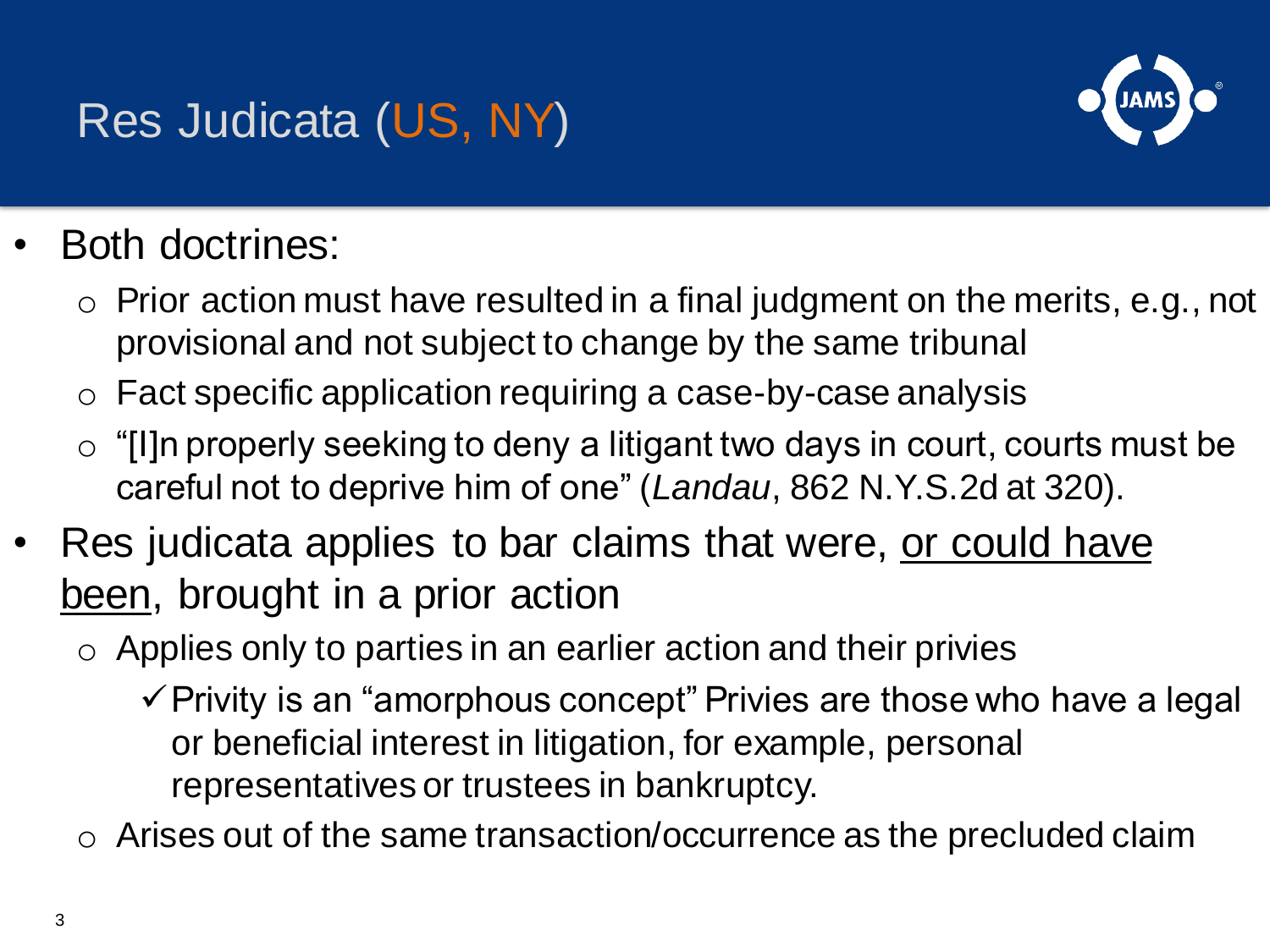# Res Judicata (US, NY)

- Both doctrines:
  - Prior action must have resulted in a final judgment on the merits, e.g., not provisional and not subject to change by the same tribunal
  - Fact specific application requiring a case-by-case analysis
  - "[I]n properly seeking to deny a litigant two days in court, courts must be careful not to deprive him of one" (*Landau*, 862 N.Y.S.2d at 320).
- Res judicata applies to bar claims that were, <u>or could have been</u>, brought in a prior action
  - Applies only to parties in an earlier action and their privies
    - ✓ Privity is an "amorphous concept" Privies are those who have a legal or beneficial interest in litigation, for example, personal representatives or trustees in bankruptcy.
  - Arises out of the same transaction/occurrence as the precluded claim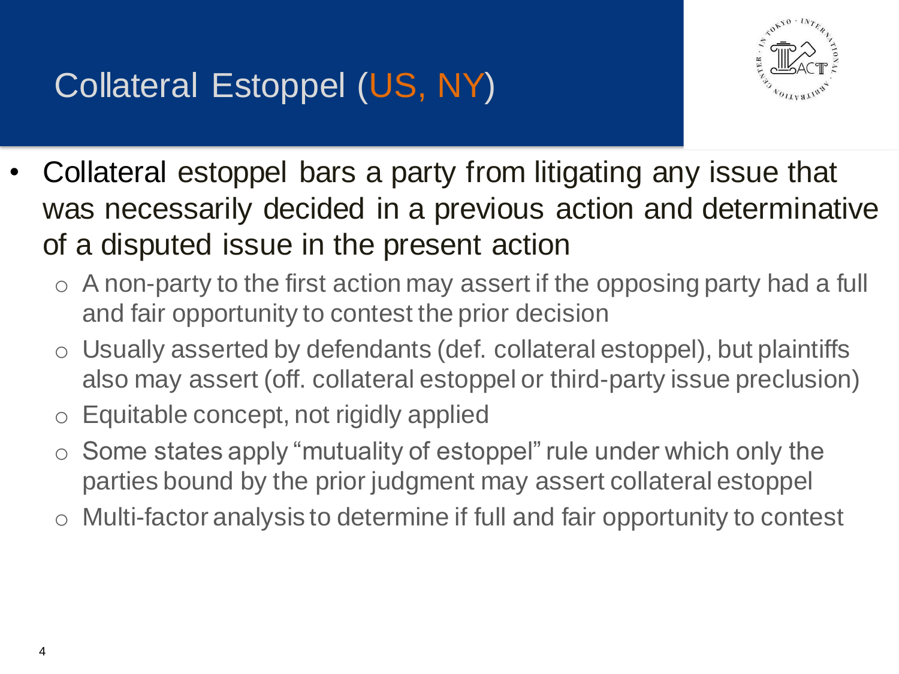# Collateral Estoppel (US, NY)

- Collateral estoppel bars a party from litigating any issue that was necessarily decided in a previous action and determinative of a disputed issue in the present action
  - A non-party to the first action may assert if the opposing party had a full and fair opportunity to contest the prior decision
  - Usually asserted by defendants (def. collateral estoppel), but plaintiffs also may assert (off. collateral estoppel or third-party issue preclusion)
  - Equitable concept, not rigidly applied
  - Some states apply "mutuality of estoppel" rule under which only the parties bound by the prior judgment may assert collateral estoppel
  - Multi-factor analysis to determine if full and fair opportunity to contest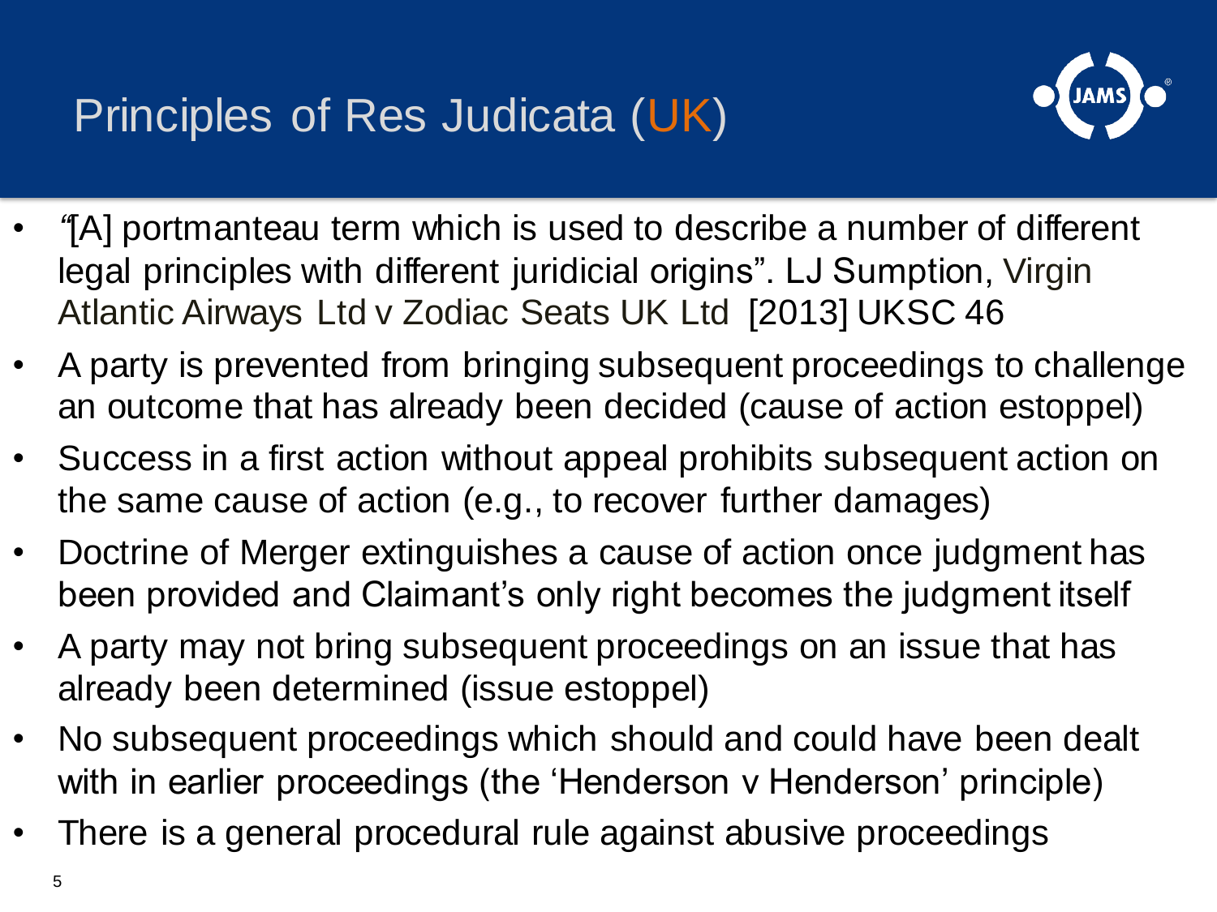# Principles of Res Judicata (UK)

- "[A] portmanteau term which is used to describe a number of different legal principles with different juridicial origins". LJ Sumption, Virgin Atlantic Airways Ltd v Zodiac Seats UK Ltd [2013] UKSC 46
- A party is prevented from bringing subsequent proceedings to challenge an outcome that has already been decided (cause of action estoppel)
- Success in a first action without appeal prohibits subsequent action on the same cause of action (e.g., to recover further damages)
- Doctrine of Merger extinguishes a cause of action once judgment has been provided and Claimant's only right becomes the judgment itself
- A party may not bring subsequent proceedings on an issue that has already been determined (issue estoppel)
- No subsequent proceedings which should and could have been dealt with in earlier proceedings (the 'Henderson v Henderson' principle)
- There is a general procedural rule against abusive proceedings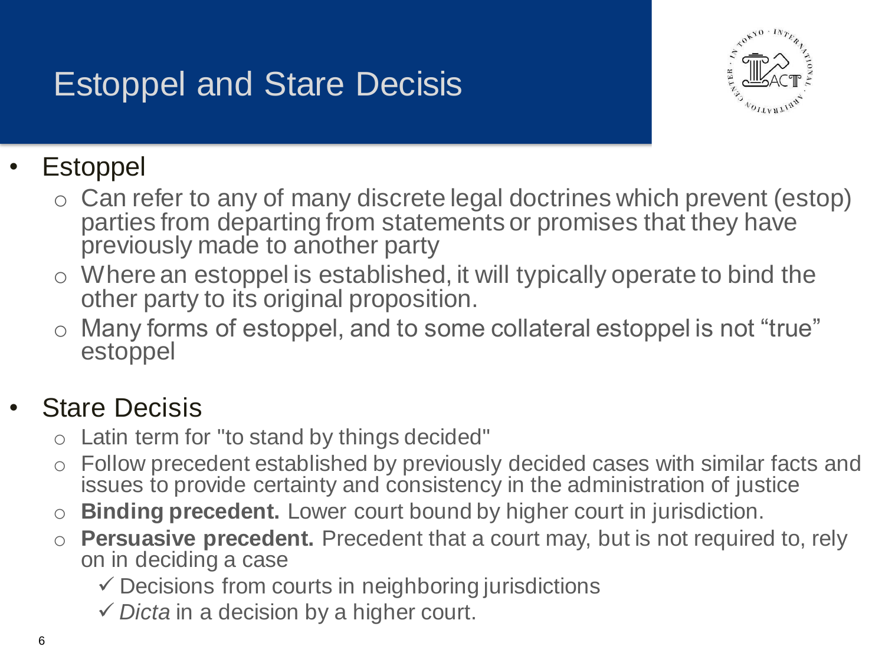# Estoppel and Stare Decisis

- Estoppel
  - Can refer to any of many discrete legal doctrines which prevent (estop) parties from departing from statements or promises that they have previously made to another party
  - Where an estoppel is established, it will typically operate to bind the other party to its original proposition.
  - Many forms of estoppel, and to some collateral estoppel is not “true” estoppel

- Stare Decisis
  - Latin term for "to stand by things decided"
  - Follow precedent established by previously decided cases with similar facts and issues to provide certainty and consistency in the administration of justice
  - **Binding precedent.** Lower court bound by higher court in jurisdiction.
  - **Persuasive precedent.** Precedent that a court may, but is not required to, rely on in deciding a case
    - ✓ Decisions from courts in neighboring jurisdictions
    - ✓ *Dicta* in a decision by a higher court.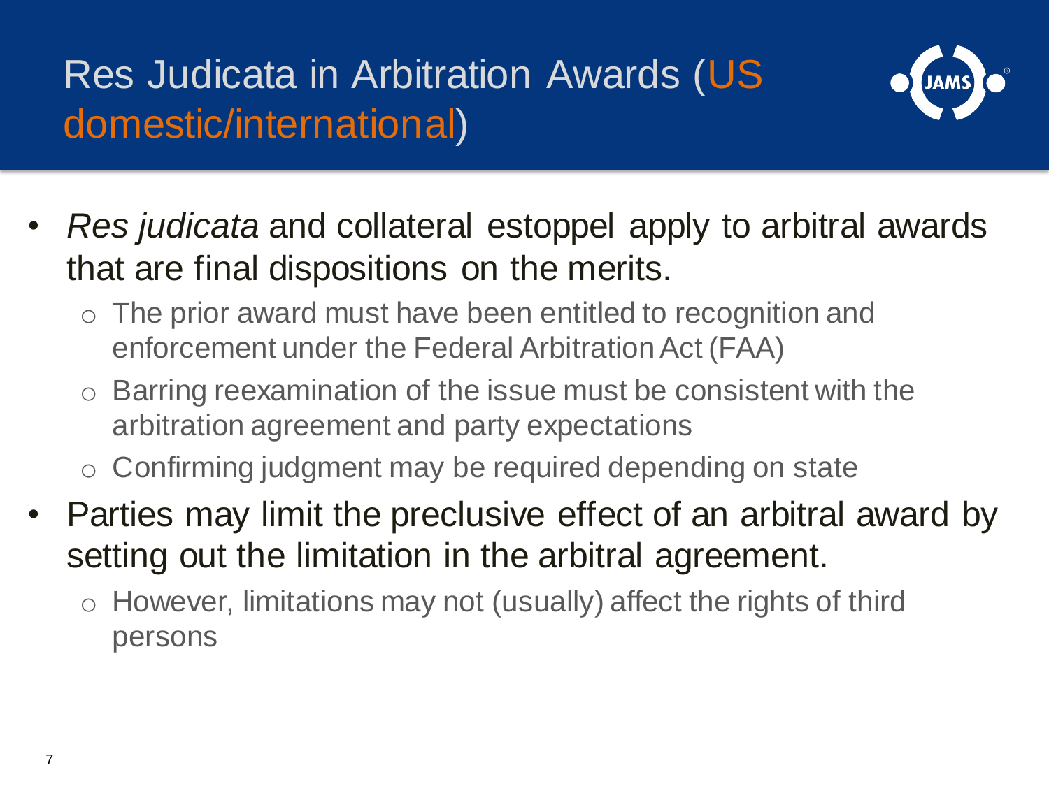# Res Judicata in Arbitration Awards (US domestic/international)

- *Res judicata* and collateral estoppel apply to arbitral awards that are final dispositions on the merits.
  - The prior award must have been entitled to recognition and enforcement under the Federal Arbitration Act (FAA)
  - Barring reexamination of the issue must be consistent with the arbitration agreement and party expectations
  - Confirming judgment may be required depending on state
- Parties may limit the preclusive effect of an arbitral award by setting out the limitation in the arbitral agreement.
  - However, limitations may not (usually) affect the rights of third persons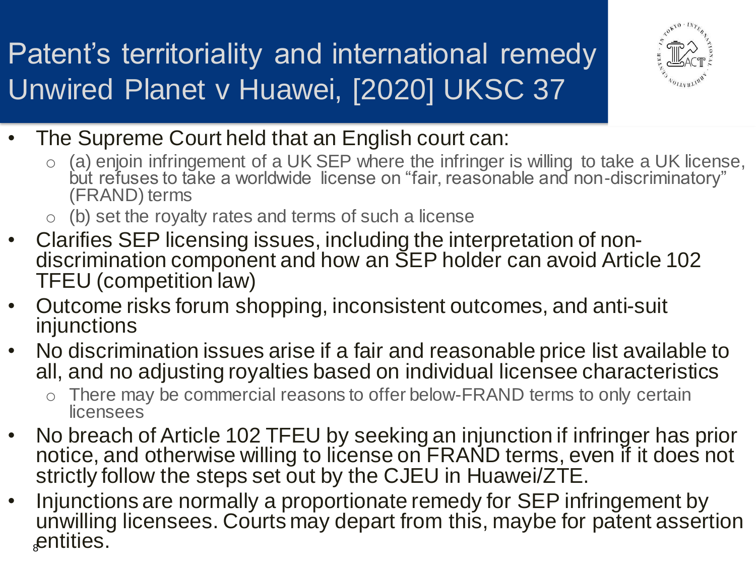# Patent's territoriality and international remedy Unwired Planet v Huawei, [2020] UKSC 37

- The Supreme Court held that an English court can:
  - (a) enjoin infringement of a UK SEP where the infringer is willing to take a UK license, but refuses to take a worldwide license on "fair, reasonable and non-discriminatory" (FRAND) terms
  - (b) set the royalty rates and terms of such a license
- Clarifies SEP licensing issues, including the interpretation of non-discrimination component and how an SEP holder can avoid Article 102 TFEU (competition law)
- Outcome risks forum shopping, inconsistent outcomes, and anti-suit injunctions
- No discrimination issues arise if a fair and reasonable price list available to all, and no adjusting royalties based on individual licensee characteristics
  - There may be commercial reasons to offer below-FRAND terms to only certain licensees
- No breach of Article 102 TFEU by seeking an injunction if infringer has prior notice, and otherwise willing to license on FRAND terms, even if it does not strictly follow the steps set out by the CJEU in Huawei/ZTE.
- Injunctions are normally a proportionate remedy for SEP infringement by unwilling licensees. Courts may depart from this, maybe for patent assertion entities.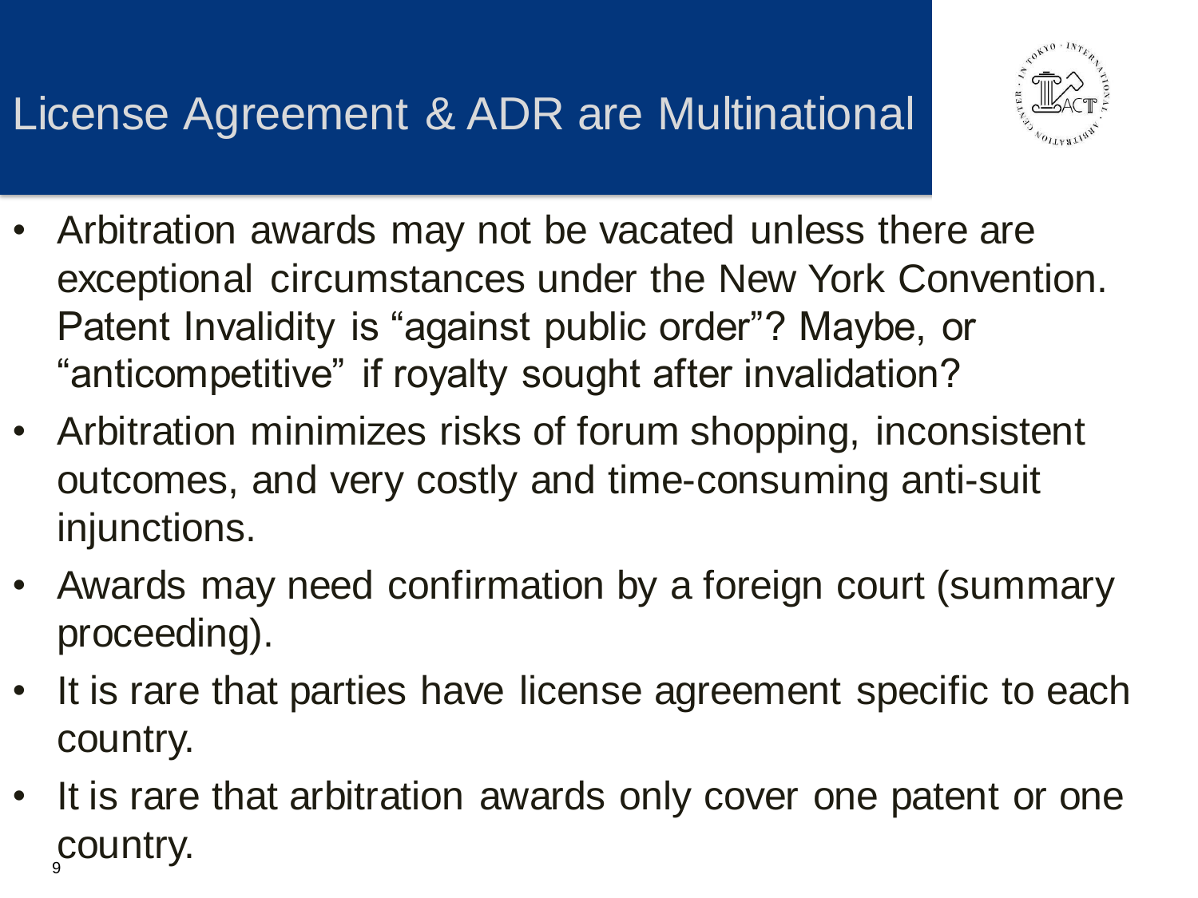# License Agreement & ADR are Multinational

- Arbitration awards may not be vacated unless there are exceptional circumstances under the New York Convention. Patent Invalidity is "against public order"? Maybe, or "anticompetitive" if royalty sought after invalidation?
- Arbitration minimizes risks of forum shopping, inconsistent outcomes, and very costly and time-consuming anti-suit injunctions.
- Awards may need confirmation by a foreign court (summary proceeding).
- It is rare that parties have license agreement specific to each country.
- It is rare that arbitration awards only cover one patent or one country.